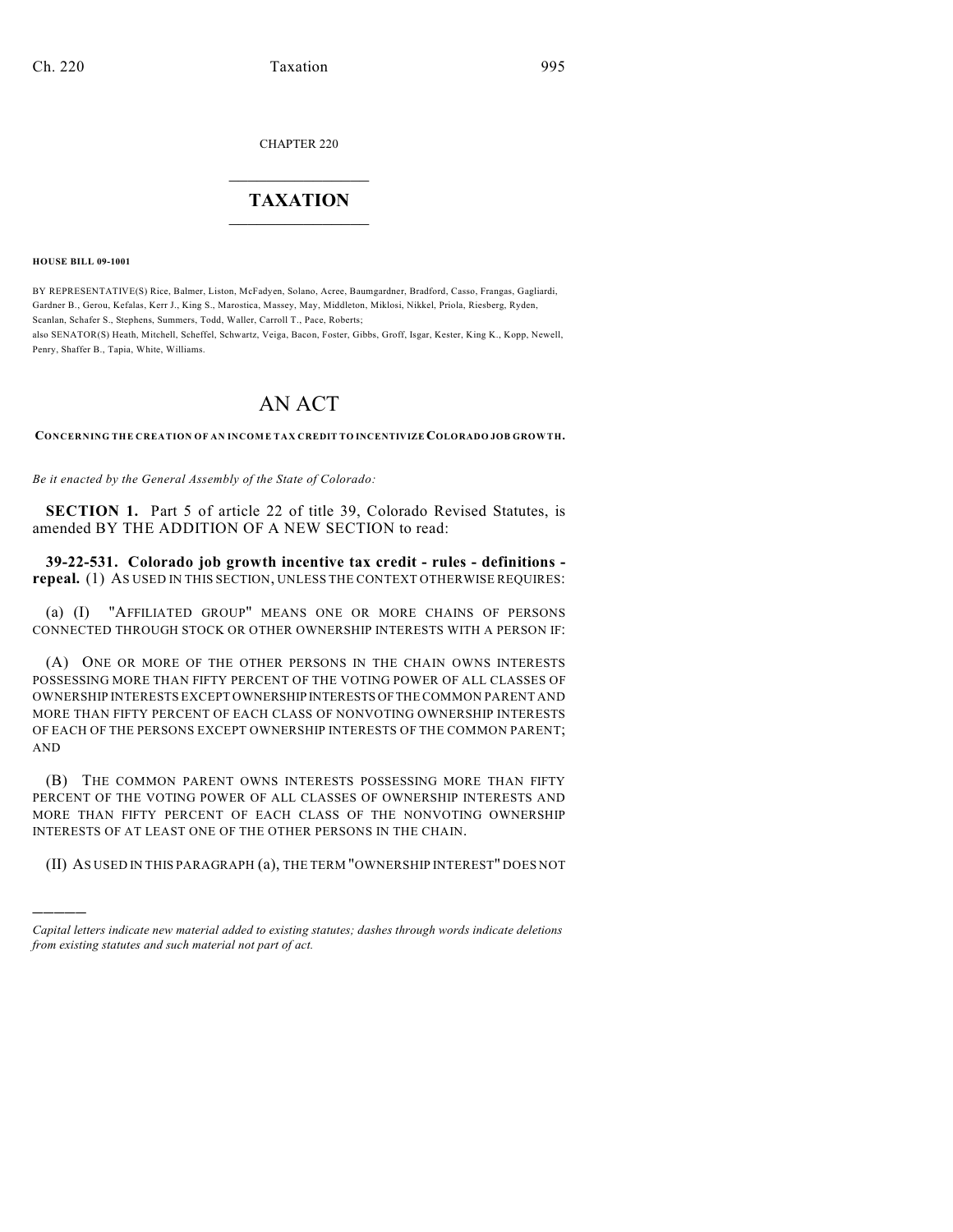CHAPTER 220

# TAXATION

**HOUSE BILL 09-1001**

BY REPRESENTATIVE(S) Rice, Balmer, Liston, McFadyen, Solano, Acree, Baumgardner, Bradford, Casso, Frangas, Gagliardi, Gardner B., Gerou, Kefalas, Kerr J., King S., Marostica, Massey, May, Middleton, Miklosi, Nikkel, Priola, Riesberg, Ryden, Scanlan, Schafer S., Stephens, Summers, Todd, Waller, Carroll T., Pace, Roberts;
also SENATOR(S) Heath, Mitchell, Scheffel, Schwartz, Veiga, Bacon, Foster, Gibbs, Groff, Isgar, Kester, King K., Kopp, Newell, Penry, Shaffer B., Tapia, White, Williams.

# AN ACT

**CONCERNING THE CREATION OF AN INCOME TAX CREDIT TO INCENTIVIZE COLORADO JOB GROWTH.**

*Be it enacted by the General Assembly of the State of Colorado:*

**SECTION 1.** Part 5 of article 22 of title 39, Colorado Revised Statutes, is amended BY THE ADDITION OF A NEW SECTION to read:

**39-22-531. Colorado job growth incentive tax credit - rules - definitions - repeal.** (1) AS USED IN THIS SECTION, UNLESS THE CONTEXT OTHERWISE REQUIRES:

(a) (I) "AFFILIATED GROUP" MEANS ONE OR MORE CHAINS OF PERSONS CONNECTED THROUGH STOCK OR OTHER OWNERSHIP INTERESTS WITH A PERSON IF:

(A) ONE OR MORE OF THE OTHER PERSONS IN THE CHAIN OWNS INTERESTS POSSESSING MORE THAN FIFTY PERCENT OF THE VOTING POWER OF ALL CLASSES OF OWNERSHIP INTERESTS EXCEPT OWNERSHIP INTERESTS OF THE COMMON PARENT AND MORE THAN FIFTY PERCENT OF EACH CLASS OF NONVOTING OWNERSHIP INTERESTS OF EACH OF THE PERSONS EXCEPT OWNERSHIP INTERESTS OF THE COMMON PARENT; AND

(B) THE COMMON PARENT OWNS INTERESTS POSSESSING MORE THAN FIFTY PERCENT OF THE VOTING POWER OF ALL CLASSES OF OWNERSHIP INTERESTS AND MORE THAN FIFTY PERCENT OF EACH CLASS OF THE NONVOTING OWNERSHIP INTERESTS OF AT LEAST ONE OF THE OTHER PERSONS IN THE CHAIN.

(II) AS USED IN THIS PARAGRAPH (a), THE TERM "OWNERSHIP INTEREST" DOES NOT

---

*Capital letters indicate new material added to existing statutes; dashes through words indicate deletions from existing statutes and such material not part of act.*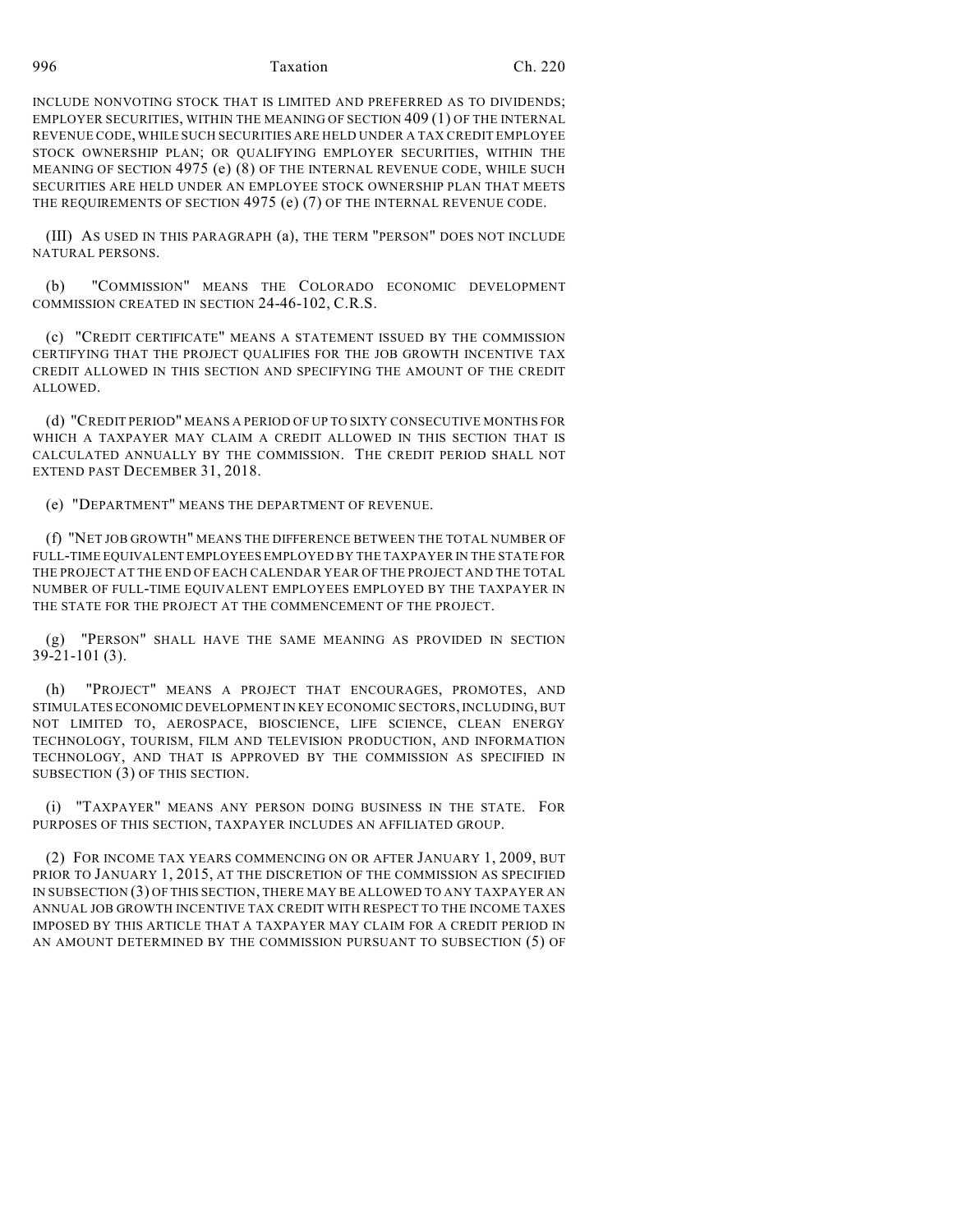INCLUDE NONVOTING STOCK THAT IS LIMITED AND PREFERRED AS TO DIVIDENDS; EMPLOYER SECURITIES, WITHIN THE MEANING OF SECTION 409 (1) OF THE INTERNAL REVENUE CODE, WHILE SUCH SECURITIES ARE HELD UNDER A TAX CREDIT EMPLOYEE STOCK OWNERSHIP PLAN; OR QUALIFYING EMPLOYER SECURITIES, WITHIN THE MEANING OF SECTION 4975 (e) (8) OF THE INTERNAL REVENUE CODE, WHILE SUCH SECURITIES ARE HELD UNDER AN EMPLOYEE STOCK OWNERSHIP PLAN THAT MEETS THE REQUIREMENTS OF SECTION 4975 (e) (7) OF THE INTERNAL REVENUE CODE.

(III) AS USED IN THIS PARAGRAPH (a), THE TERM "PERSON" DOES NOT INCLUDE NATURAL PERSONS.

(b) "COMMISSION" MEANS THE COLORADO ECONOMIC DEVELOPMENT COMMISSION CREATED IN SECTION 24-46-102, C.R.S.

(c) "CREDIT CERTIFICATE" MEANS A STATEMENT ISSUED BY THE COMMISSION CERTIFYING THAT THE PROJECT QUALIFIES FOR THE JOB GROWTH INCENTIVE TAX CREDIT ALLOWED IN THIS SECTION AND SPECIFYING THE AMOUNT OF THE CREDIT ALLOWED.

(d) "CREDIT PERIOD" MEANS A PERIOD OF UP TO SIXTY CONSECUTIVE MONTHS FOR WHICH A TAXPAYER MAY CLAIM A CREDIT ALLOWED IN THIS SECTION THAT IS CALCULATED ANNUALLY BY THE COMMISSION. THE CREDIT PERIOD SHALL NOT EXTEND PAST DECEMBER 31, 2018.

(e) "DEPARTMENT" MEANS THE DEPARTMENT OF REVENUE.

(f) "NET JOB GROWTH" MEANS THE DIFFERENCE BETWEEN THE TOTAL NUMBER OF FULL-TIME EQUIVALENT EMPLOYEES EMPLOYED BY THE TAXPAYER IN THE STATE FOR THE PROJECT AT THE END OF EACH CALENDAR YEAR OF THE PROJECT AND THE TOTAL NUMBER OF FULL-TIME EQUIVALENT EMPLOYEES EMPLOYED BY THE TAXPAYER IN THE STATE FOR THE PROJECT AT THE COMMENCEMENT OF THE PROJECT.

(g) "PERSON" SHALL HAVE THE SAME MEANING AS PROVIDED IN SECTION 39-21-101 (3).

(h) "PROJECT" MEANS A PROJECT THAT ENCOURAGES, PROMOTES, AND STIMULATES ECONOMIC DEVELOPMENT IN KEY ECONOMIC SECTORS, INCLUDING, BUT NOT LIMITED TO, AEROSPACE, BIOSCIENCE, LIFE SCIENCE, CLEAN ENERGY TECHNOLOGY, TOURISM, FILM AND TELEVISION PRODUCTION, AND INFORMATION TECHNOLOGY, AND THAT IS APPROVED BY THE COMMISSION AS SPECIFIED IN SUBSECTION (3) OF THIS SECTION.

(i) "TAXPAYER" MEANS ANY PERSON DOING BUSINESS IN THE STATE. FOR PURPOSES OF THIS SECTION, TAXPAYER INCLUDES AN AFFILIATED GROUP.

(2) FOR INCOME TAX YEARS COMMENCING ON OR AFTER JANUARY 1, 2009, BUT PRIOR TO JANUARY 1, 2015, AT THE DISCRETION OF THE COMMISSION AS SPECIFIED IN SUBSECTION (3) OF THIS SECTION, THERE MAY BE ALLOWED TO ANY TAXPAYER AN ANNUAL JOB GROWTH INCENTIVE TAX CREDIT WITH RESPECT TO THE INCOME TAXES IMPOSED BY THIS ARTICLE THAT A TAXPAYER MAY CLAIM FOR A CREDIT PERIOD IN AN AMOUNT DETERMINED BY THE COMMISSION PURSUANT TO SUBSECTION (5) OF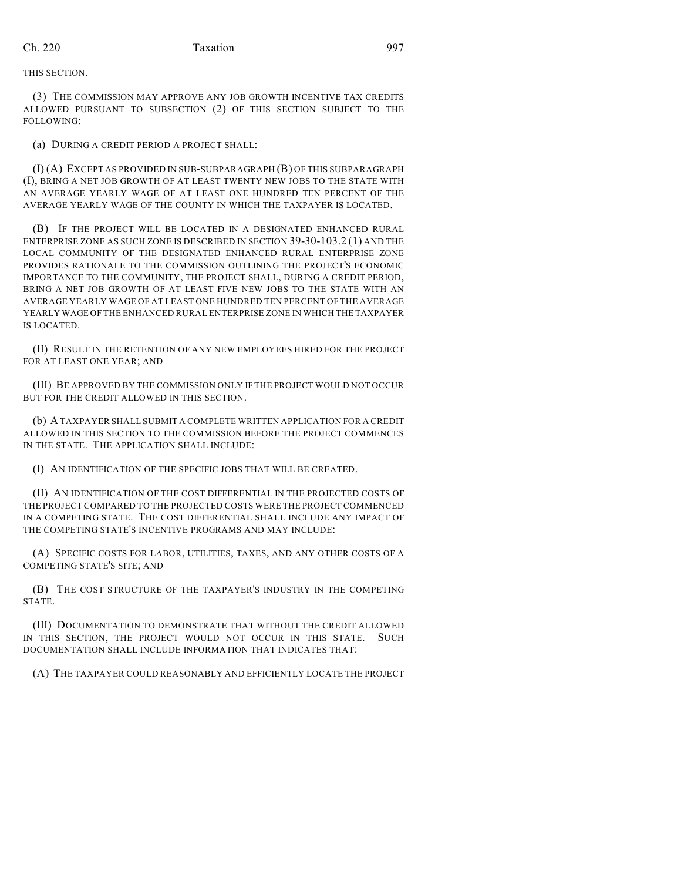THIS SECTION.

(3) THE COMMISSION MAY APPROVE ANY JOB GROWTH INCENTIVE TAX CREDITS ALLOWED PURSUANT TO SUBSECTION (2) OF THIS SECTION SUBJECT TO THE FOLLOWING:

(a) DURING A CREDIT PERIOD A PROJECT SHALL:

(I) (A) EXCEPT AS PROVIDED IN SUB-SUBPARAGRAPH (B) OF THIS SUBPARAGRAPH (I), BRING A NET JOB GROWTH OF AT LEAST TWENTY NEW JOBS TO THE STATE WITH AN AVERAGE YEARLY WAGE OF AT LEAST ONE HUNDRED TEN PERCENT OF THE AVERAGE YEARLY WAGE OF THE COUNTY IN WHICH THE TAXPAYER IS LOCATED.

(B) IF THE PROJECT WILL BE LOCATED IN A DESIGNATED ENHANCED RURAL ENTERPRISE ZONE AS SUCH ZONE IS DESCRIBED IN SECTION 39-30-103.2 (1) AND THE LOCAL COMMUNITY OF THE DESIGNATED ENHANCED RURAL ENTERPRISE ZONE PROVIDES RATIONALE TO THE COMMISSION OUTLINING THE PROJECT'S ECONOMIC IMPORTANCE TO THE COMMUNITY, THE PROJECT SHALL, DURING A CREDIT PERIOD, BRING A NET JOB GROWTH OF AT LEAST FIVE NEW JOBS TO THE STATE WITH AN AVERAGE YEARLY WAGE OF AT LEAST ONE HUNDRED TEN PERCENT OF THE AVERAGE YEARLY WAGE OF THE ENHANCED RURAL ENTERPRISE ZONE IN WHICH THE TAXPAYER IS LOCATED.

(II) RESULT IN THE RETENTION OF ANY NEW EMPLOYEES HIRED FOR THE PROJECT FOR AT LEAST ONE YEAR; AND

(III) BE APPROVED BY THE COMMISSION ONLY IF THE PROJECT WOULD NOT OCCUR BUT FOR THE CREDIT ALLOWED IN THIS SECTION.

(b) A TAXPAYER SHALL SUBMIT A COMPLETE WRITTEN APPLICATION FOR A CREDIT ALLOWED IN THIS SECTION TO THE COMMISSION BEFORE THE PROJECT COMMENCES IN THE STATE. THE APPLICATION SHALL INCLUDE:

(I) AN IDENTIFICATION OF THE SPECIFIC JOBS THAT WILL BE CREATED.

(II) AN IDENTIFICATION OF THE COST DIFFERENTIAL IN THE PROJECTED COSTS OF THE PROJECT COMPARED TO THE PROJECTED COSTS WERE THE PROJECT COMMENCED IN A COMPETING STATE. THE COST DIFFERENTIAL SHALL INCLUDE ANY IMPACT OF THE COMPETING STATE'S INCENTIVE PROGRAMS AND MAY INCLUDE:

(A) SPECIFIC COSTS FOR LABOR, UTILITIES, TAXES, AND ANY OTHER COSTS OF A COMPETING STATE'S SITE; AND

(B) THE COST STRUCTURE OF THE TAXPAYER'S INDUSTRY IN THE COMPETING STATE.

(III) DOCUMENTATION TO DEMONSTRATE THAT WITHOUT THE CREDIT ALLOWED IN THIS SECTION, THE PROJECT WOULD NOT OCCUR IN THIS STATE. SUCH DOCUMENTATION SHALL INCLUDE INFORMATION THAT INDICATES THAT:

(A) THE TAXPAYER COULD REASONABLY AND EFFICIENTLY LOCATE THE PROJECT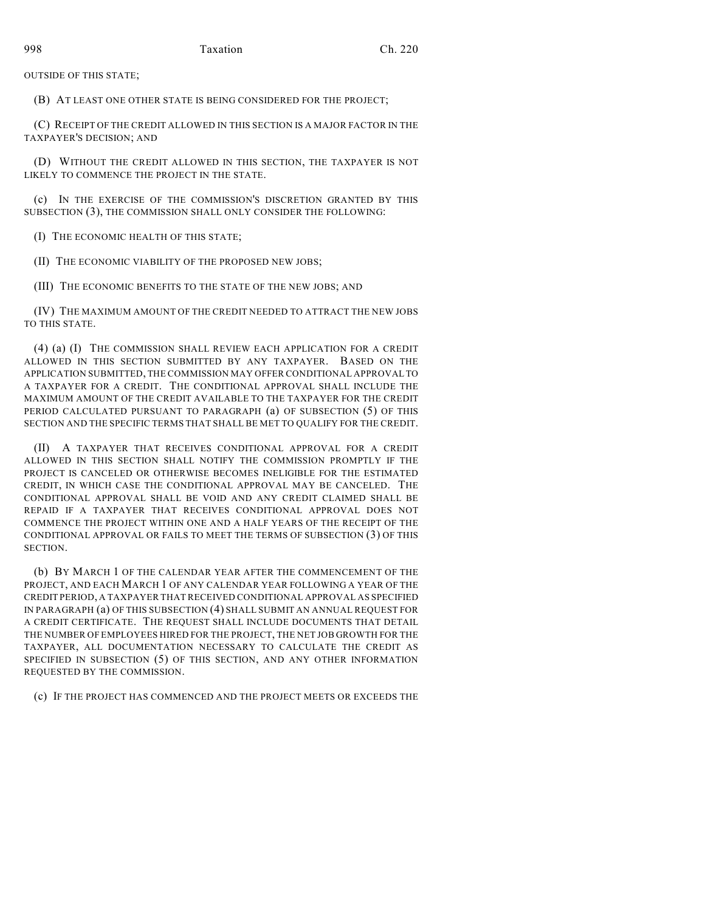OUTSIDE OF THIS STATE;

(B) AT LEAST ONE OTHER STATE IS BEING CONSIDERED FOR THE PROJECT;

(C) RECEIPT OF THE CREDIT ALLOWED IN THIS SECTION IS A MAJOR FACTOR IN THE TAXPAYER'S DECISION; AND

(D) WITHOUT THE CREDIT ALLOWED IN THIS SECTION, THE TAXPAYER IS NOT LIKELY TO COMMENCE THE PROJECT IN THE STATE.

(c) IN THE EXERCISE OF THE COMMISSION'S DISCRETION GRANTED BY THIS SUBSECTION (3), THE COMMISSION SHALL ONLY CONSIDER THE FOLLOWING:

(I) THE ECONOMIC HEALTH OF THIS STATE;

(II) THE ECONOMIC VIABILITY OF THE PROPOSED NEW JOBS;

(III) THE ECONOMIC BENEFITS TO THE STATE OF THE NEW JOBS; AND

(IV) THE MAXIMUM AMOUNT OF THE CREDIT NEEDED TO ATTRACT THE NEW JOBS TO THIS STATE.

(4) (a) (I) THE COMMISSION SHALL REVIEW EACH APPLICATION FOR A CREDIT ALLOWED IN THIS SECTION SUBMITTED BY ANY TAXPAYER. BASED ON THE APPLICATION SUBMITTED, THE COMMISSION MAY OFFER CONDITIONAL APPROVAL TO A TAXPAYER FOR A CREDIT. THE CONDITIONAL APPROVAL SHALL INCLUDE THE MAXIMUM AMOUNT OF THE CREDIT AVAILABLE TO THE TAXPAYER FOR THE CREDIT PERIOD CALCULATED PURSUANT TO PARAGRAPH (a) OF SUBSECTION (5) OF THIS SECTION AND THE SPECIFIC TERMS THAT SHALL BE MET TO QUALIFY FOR THE CREDIT.

(II) A TAXPAYER THAT RECEIVES CONDITIONAL APPROVAL FOR A CREDIT ALLOWED IN THIS SECTION SHALL NOTIFY THE COMMISSION PROMPTLY IF THE PROJECT IS CANCELED OR OTHERWISE BECOMES INELIGIBLE FOR THE ESTIMATED CREDIT, IN WHICH CASE THE CONDITIONAL APPROVAL MAY BE CANCELED. THE CONDITIONAL APPROVAL SHALL BE VOID AND ANY CREDIT CLAIMED SHALL BE REPAID IF A TAXPAYER THAT RECEIVES CONDITIONAL APPROVAL DOES NOT COMMENCE THE PROJECT WITHIN ONE AND A HALF YEARS OF THE RECEIPT OF THE CONDITIONAL APPROVAL OR FAILS TO MEET THE TERMS OF SUBSECTION (3) OF THIS SECTION.

(b) BY MARCH 1 OF THE CALENDAR YEAR AFTER THE COMMENCEMENT OF THE PROJECT, AND EACH MARCH 1 OF ANY CALENDAR YEAR FOLLOWING A YEAR OF THE CREDIT PERIOD, A TAXPAYER THAT RECEIVED CONDITIONAL APPROVAL AS SPECIFIED IN PARAGRAPH (a) OF THIS SUBSECTION (4) SHALL SUBMIT AN ANNUAL REQUEST FOR A CREDIT CERTIFICATE. THE REQUEST SHALL INCLUDE DOCUMENTS THAT DETAIL THE NUMBER OF EMPLOYEES HIRED FOR THE PROJECT, THE NET JOB GROWTH FOR THE TAXPAYER, ALL DOCUMENTATION NECESSARY TO CALCULATE THE CREDIT AS SPECIFIED IN SUBSECTION (5) OF THIS SECTION, AND ANY OTHER INFORMATION REQUESTED BY THE COMMISSION.

(c) IF THE PROJECT HAS COMMENCED AND THE PROJECT MEETS OR EXCEEDS THE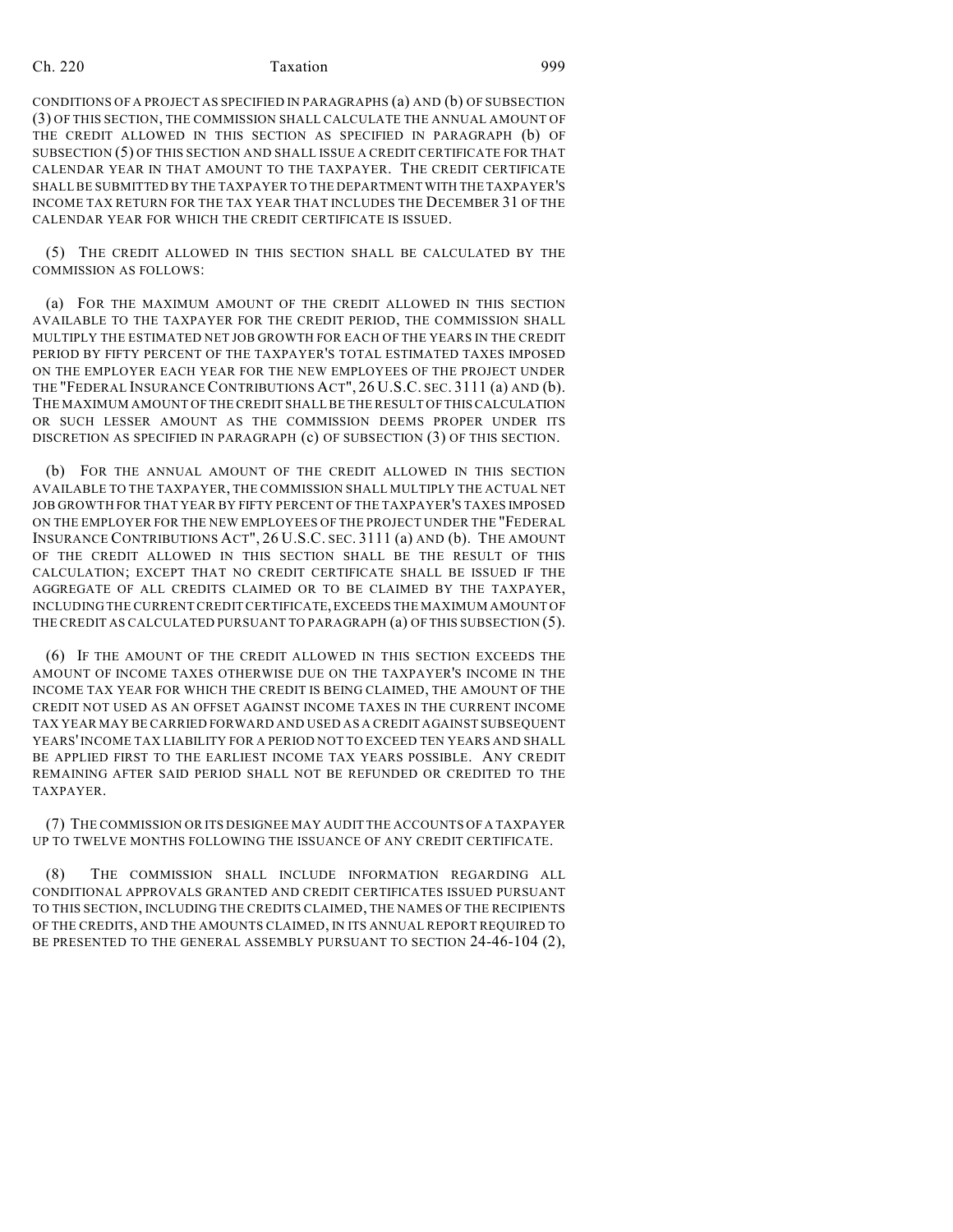CONDITIONS OF A PROJECT AS SPECIFIED IN PARAGRAPHS (a) AND (b) OF SUBSECTION (3) OF THIS SECTION, THE COMMISSION SHALL CALCULATE THE ANNUAL AMOUNT OF THE CREDIT ALLOWED IN THIS SECTION AS SPECIFIED IN PARAGRAPH (b) OF SUBSECTION (5) OF THIS SECTION AND SHALL ISSUE A CREDIT CERTIFICATE FOR THAT CALENDAR YEAR IN THAT AMOUNT TO THE TAXPAYER. THE CREDIT CERTIFICATE SHALL BE SUBMITTED BY THE TAXPAYER TO THE DEPARTMENT WITH THE TAXPAYER'S INCOME TAX RETURN FOR THE TAX YEAR THAT INCLUDES THE DECEMBER 31 OF THE CALENDAR YEAR FOR WHICH THE CREDIT CERTIFICATE IS ISSUED.

(5) THE CREDIT ALLOWED IN THIS SECTION SHALL BE CALCULATED BY THE COMMISSION AS FOLLOWS:

(a) FOR THE MAXIMUM AMOUNT OF THE CREDIT ALLOWED IN THIS SECTION AVAILABLE TO THE TAXPAYER FOR THE CREDIT PERIOD, THE COMMISSION SHALL MULTIPLY THE ESTIMATED NET JOB GROWTH FOR EACH OF THE YEARS IN THE CREDIT PERIOD BY FIFTY PERCENT OF THE TAXPAYER'S TOTAL ESTIMATED TAXES IMPOSED ON THE EMPLOYER EACH YEAR FOR THE NEW EMPLOYEES OF THE PROJECT UNDER THE "FEDERAL INSURANCE CONTRIBUTIONS ACT", 26 U.S.C. SEC. 3111 (a) AND (b). THE MAXIMUM AMOUNT OF THE CREDIT SHALL BE THE RESULT OF THIS CALCULATION OR SUCH LESSER AMOUNT AS THE COMMISSION DEEMS PROPER UNDER ITS DISCRETION AS SPECIFIED IN PARAGRAPH (c) OF SUBSECTION (3) OF THIS SECTION.

(b) FOR THE ANNUAL AMOUNT OF THE CREDIT ALLOWED IN THIS SECTION AVAILABLE TO THE TAXPAYER, THE COMMISSION SHALL MULTIPLY THE ACTUAL NET JOB GROWTH FOR THAT YEAR BY FIFTY PERCENT OF THE TAXPAYER'S TAXES IMPOSED ON THE EMPLOYER FOR THE NEW EMPLOYEES OF THE PROJECT UNDER THE "FEDERAL INSURANCE CONTRIBUTIONS ACT", 26 U.S.C. SEC. 3111 (a) AND (b). THE AMOUNT OF THE CREDIT ALLOWED IN THIS SECTION SHALL BE THE RESULT OF THIS CALCULATION; EXCEPT THAT NO CREDIT CERTIFICATE SHALL BE ISSUED IF THE AGGREGATE OF ALL CREDITS CLAIMED OR TO BE CLAIMED BY THE TAXPAYER, INCLUDING THE CURRENT CREDIT CERTIFICATE, EXCEEDS THE MAXIMUM AMOUNT OF THE CREDIT AS CALCULATED PURSUANT TO PARAGRAPH (a) OF THIS SUBSECTION (5).

(6) IF THE AMOUNT OF THE CREDIT ALLOWED IN THIS SECTION EXCEEDS THE AMOUNT OF INCOME TAXES OTHERWISE DUE ON THE TAXPAYER'S INCOME IN THE INCOME TAX YEAR FOR WHICH THE CREDIT IS BEING CLAIMED, THE AMOUNT OF THE CREDIT NOT USED AS AN OFFSET AGAINST INCOME TAXES IN THE CURRENT INCOME TAX YEAR MAY BE CARRIED FORWARD AND USED AS A CREDIT AGAINST SUBSEQUENT YEARS' INCOME TAX LIABILITY FOR A PERIOD NOT TO EXCEED TEN YEARS AND SHALL BE APPLIED FIRST TO THE EARLIEST INCOME TAX YEARS POSSIBLE. ANY CREDIT REMAINING AFTER SAID PERIOD SHALL NOT BE REFUNDED OR CREDITED TO THE TAXPAYER.

(7) THE COMMISSION OR ITS DESIGNEE MAY AUDIT THE ACCOUNTS OF A TAXPAYER UP TO TWELVE MONTHS FOLLOWING THE ISSUANCE OF ANY CREDIT CERTIFICATE.

(8) THE COMMISSION SHALL INCLUDE INFORMATION REGARDING ALL CONDITIONAL APPROVALS GRANTED AND CREDIT CERTIFICATES ISSUED PURSUANT TO THIS SECTION, INCLUDING THE CREDITS CLAIMED, THE NAMES OF THE RECIPIENTS OF THE CREDITS, AND THE AMOUNTS CLAIMED, IN ITS ANNUAL REPORT REQUIRED TO BE PRESENTED TO THE GENERAL ASSEMBLY PURSUANT TO SECTION 24-46-104 (2),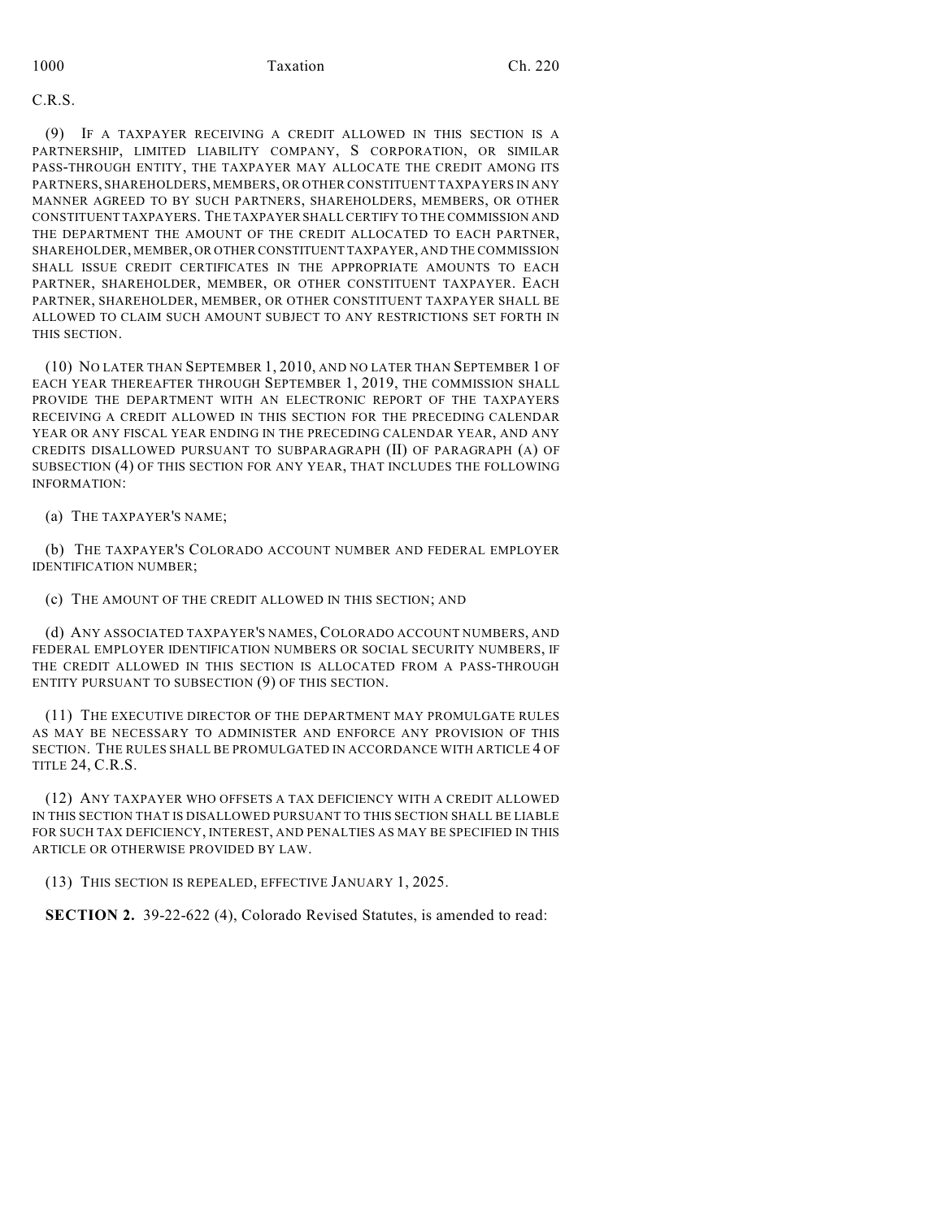C.R.S.

(9) IF A TAXPAYER RECEIVING A CREDIT ALLOWED IN THIS SECTION IS A PARTNERSHIP, LIMITED LIABILITY COMPANY, S CORPORATION, OR SIMILAR PASS-THROUGH ENTITY, THE TAXPAYER MAY ALLOCATE THE CREDIT AMONG ITS PARTNERS, SHAREHOLDERS, MEMBERS, OR OTHER CONSTITUENT TAXPAYERS IN ANY MANNER AGREED TO BY SUCH PARTNERS, SHAREHOLDERS, MEMBERS, OR OTHER CONSTITUENT TAXPAYERS. THE TAXPAYER SHALL CERTIFY TO THE COMMISSION AND THE DEPARTMENT THE AMOUNT OF THE CREDIT ALLOCATED TO EACH PARTNER, SHAREHOLDER, MEMBER, OR OTHER CONSTITUENT TAXPAYER, AND THE COMMISSION SHALL ISSUE CREDIT CERTIFICATES IN THE APPROPRIATE AMOUNTS TO EACH PARTNER, SHAREHOLDER, MEMBER, OR OTHER CONSTITUENT TAXPAYER. EACH PARTNER, SHAREHOLDER, MEMBER, OR OTHER CONSTITUENT TAXPAYER SHALL BE ALLOWED TO CLAIM SUCH AMOUNT SUBJECT TO ANY RESTRICTIONS SET FORTH IN THIS SECTION.

(10) NO LATER THAN SEPTEMBER 1, 2010, AND NO LATER THAN SEPTEMBER 1 OF EACH YEAR THEREAFTER THROUGH SEPTEMBER 1, 2019, THE COMMISSION SHALL PROVIDE THE DEPARTMENT WITH AN ELECTRONIC REPORT OF THE TAXPAYERS RECEIVING A CREDIT ALLOWED IN THIS SECTION FOR THE PRECEDING CALENDAR YEAR OR ANY FISCAL YEAR ENDING IN THE PRECEDING CALENDAR YEAR, AND ANY CREDITS DISALLOWED PURSUANT TO SUBPARAGRAPH (II) OF PARAGRAPH (a) OF SUBSECTION (4) OF THIS SECTION FOR ANY YEAR, THAT INCLUDES THE FOLLOWING INFORMATION:

(a) THE TAXPAYER'S NAME;

(b) THE TAXPAYER'S COLORADO ACCOUNT NUMBER AND FEDERAL EMPLOYER IDENTIFICATION NUMBER;

(c) THE AMOUNT OF THE CREDIT ALLOWED IN THIS SECTION; AND

(d) ANY ASSOCIATED TAXPAYER'S NAMES, COLORADO ACCOUNT NUMBERS, AND FEDERAL EMPLOYER IDENTIFICATION NUMBERS OR SOCIAL SECURITY NUMBERS, IF THE CREDIT ALLOWED IN THIS SECTION IS ALLOCATED FROM A PASS-THROUGH ENTITY PURSUANT TO SUBSECTION (9) OF THIS SECTION.

(11) THE EXECUTIVE DIRECTOR OF THE DEPARTMENT MAY PROMULGATE RULES AS MAY BE NECESSARY TO ADMINISTER AND ENFORCE ANY PROVISION OF THIS SECTION. THE RULES SHALL BE PROMULGATED IN ACCORDANCE WITH ARTICLE 4 OF TITLE 24, C.R.S.

(12) ANY TAXPAYER WHO OFFSETS A TAX DEFICIENCY WITH A CREDIT ALLOWED IN THIS SECTION THAT IS DISALLOWED PURSUANT TO THIS SECTION SHALL BE LIABLE FOR SUCH TAX DEFICIENCY, INTEREST, AND PENALTIES AS MAY BE SPECIFIED IN THIS ARTICLE OR OTHERWISE PROVIDED BY LAW.

(13) THIS SECTION IS REPEALED, EFFECTIVE JANUARY 1, 2025.

**SECTION 2.** 39-22-622 (4), Colorado Revised Statutes, is amended to read: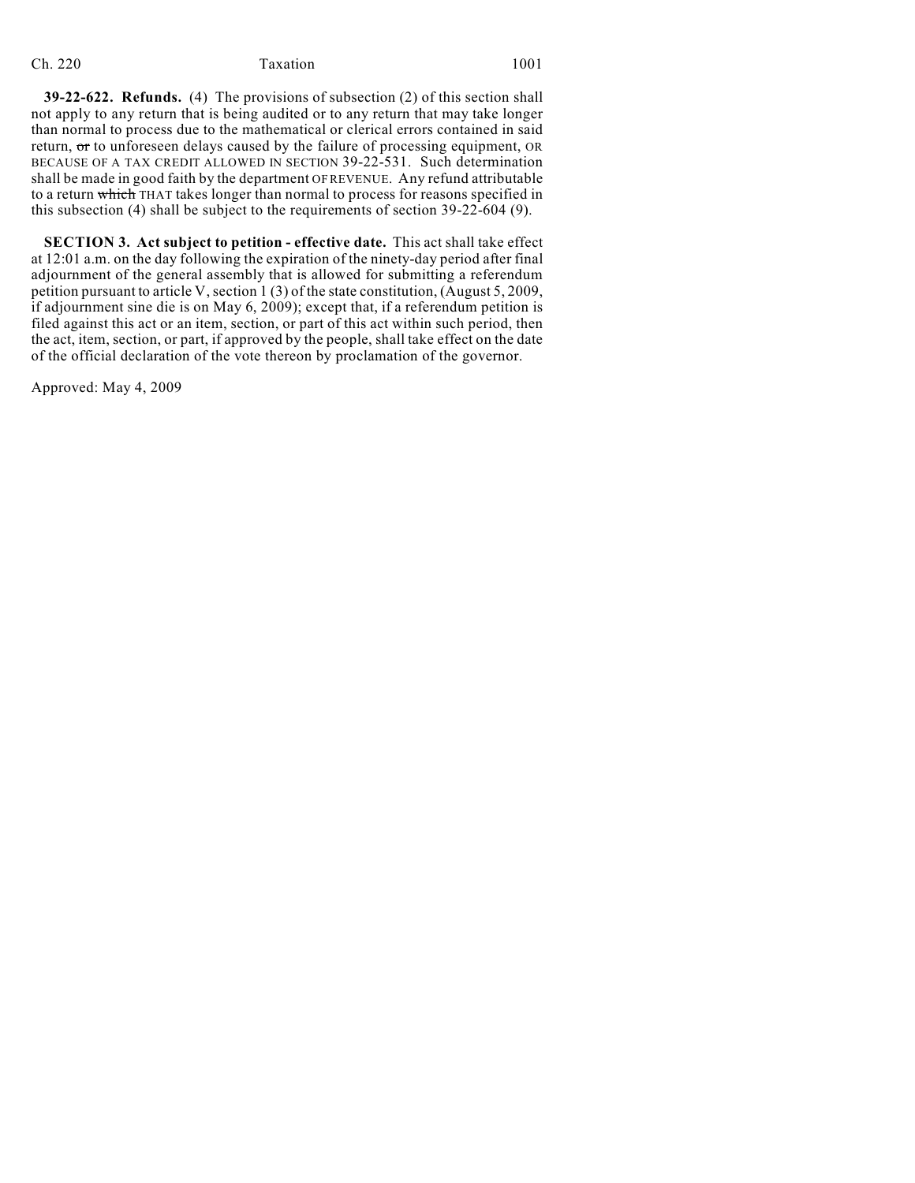**39-22-622. Refunds.** (4) The provisions of subsection (2) of this section shall not apply to any return that is being audited or to any return that may take longer than normal to process due to the mathematical or clerical errors contained in said return, ~~or~~ to unforeseen delays caused by the failure of processing equipment, OR BECAUSE OF A TAX CREDIT ALLOWED IN SECTION 39-22-531. Such determination shall be made in good faith by the department OF REVENUE. Any refund attributable to a return ~~which~~ THAT takes longer than normal to process for reasons specified in this subsection (4) shall be subject to the requirements of section 39-22-604 (9).

**SECTION 3. Act subject to petition - effective date.** This act shall take effect at 12:01 a.m. on the day following the expiration of the ninety-day period after final adjournment of the general assembly that is allowed for submitting a referendum petition pursuant to article V, section 1 (3) of the state constitution, (August 5, 2009, if adjournment sine die is on May 6, 2009); except that, if a referendum petition is filed against this act or an item, section, or part of this act within such period, then the act, item, section, or part, if approved by the people, shall take effect on the date of the official declaration of the vote thereon by proclamation of the governor.

Approved: May 4, 2009